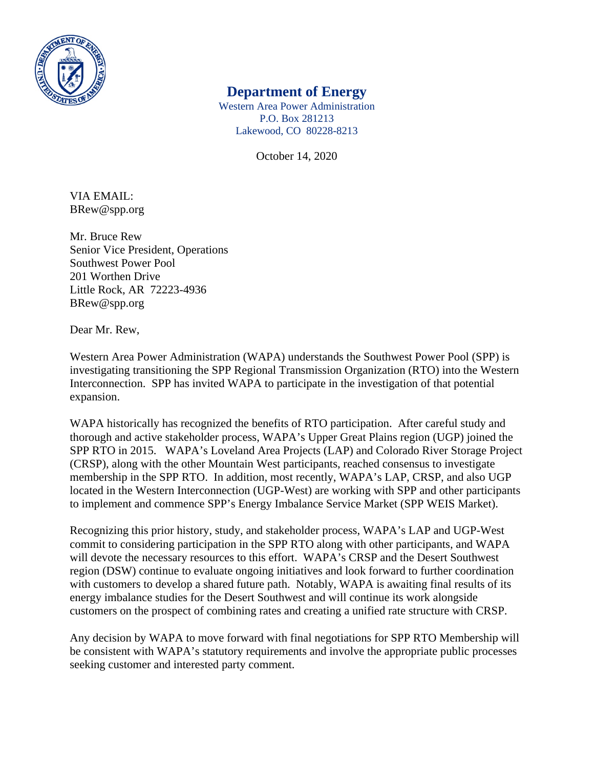# Department of Energy

Western Area Power Administration
P.O. Box 281213
Lakewood, CO 80228-8213

October 14, 2020

VIA EMAIL:
BRew@spp.org

Mr. Bruce Rew
Senior Vice President, Operations
Southwest Power Pool
201 Worthen Drive
Little Rock, AR 72223-4936
BRew@spp.org

Dear Mr. Rew,

Western Area Power Administration (WAPA) understands the Southwest Power Pool (SPP) is investigating transitioning the SPP Regional Transmission Organization (RTO) into the Western Interconnection. SPP has invited WAPA to participate in the investigation of that potential expansion.

WAPA historically has recognized the benefits of RTO participation. After careful study and thorough and active stakeholder process, WAPA's Upper Great Plains region (UGP) joined the SPP RTO in 2015. WAPA's Loveland Area Projects (LAP) and Colorado River Storage Project (CRSP), along with the other Mountain West participants, reached consensus to investigate membership in the SPP RTO. In addition, most recently, WAPA's LAP, CRSP, and also UGP located in the Western Interconnection (UGP-West) are working with SPP and other participants to implement and commence SPP's Energy Imbalance Service Market (SPP WEIS Market).

Recognizing this prior history, study, and stakeholder process, WAPA's LAP and UGP-West commit to considering participation in the SPP RTO along with other participants, and WAPA will devote the necessary resources to this effort. WAPA's CRSP and the Desert Southwest region (DSW) continue to evaluate ongoing initiatives and look forward to further coordination with customers to develop a shared future path. Notably, WAPA is awaiting final results of its energy imbalance studies for the Desert Southwest and will continue its work alongside customers on the prospect of combining rates and creating a unified rate structure with CRSP.

Any decision by WAPA to move forward with final negotiations for SPP RTO Membership will be consistent with WAPA's statutory requirements and involve the appropriate public processes seeking customer and interested party comment.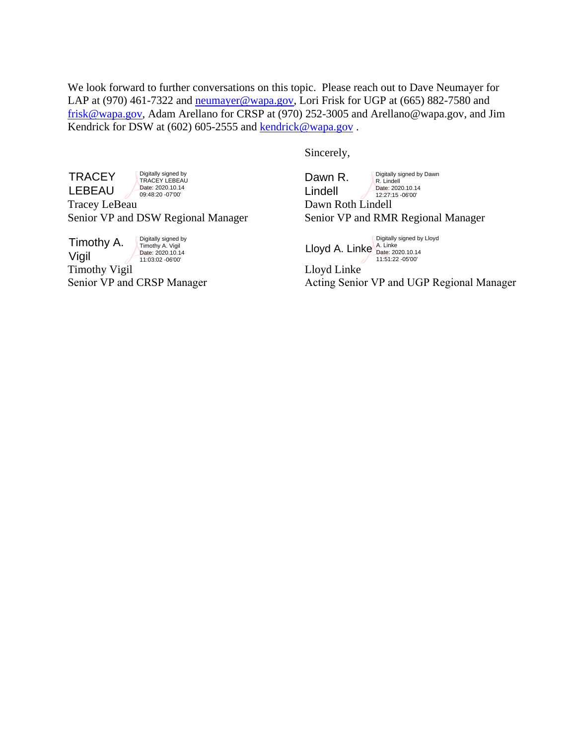We look forward to further conversations on this topic. Please reach out to Dave Neumayer for LAP at (970) 461-7322 and neumayer@wapa.gov, Lori Frisk for UGP at (665) 882-7580 and frisk@wapa.gov, Adam Arellano for CRSP at (970) 252-3005 and Arellano@wapa.gov, and Jim Kendrick for DSW at (602) 605-2555 and kendrick@wapa.gov .

Sincerely,

TRACEY LEBEAU
Digitally signed by TRACEY LEBEAU
Date: 2020.10.14 09:48:20 -07'00'

Tracey LeBeau
Senior VP and DSW Regional Manager

Dawn R. Lindell
Digitally signed by Dawn R. Lindell
Date: 2020.10.14 12:27:15 -06'00'

Dawn Roth Lindell
Senior VP and RMR Regional Manager

Timothy A. Vigil
Digitally signed by Timothy A. Vigil
Date: 2020.10.14 11:03:02 -06'00'

Timothy Vigil
Senior VP and CRSP Manager

Lloyd A. Linke
Digitally signed by Lloyd A. Linke
Date: 2020.10.14 11:51:22 -05'00'

Lloyd Linke
Acting Senior VP and UGP Regional Manager